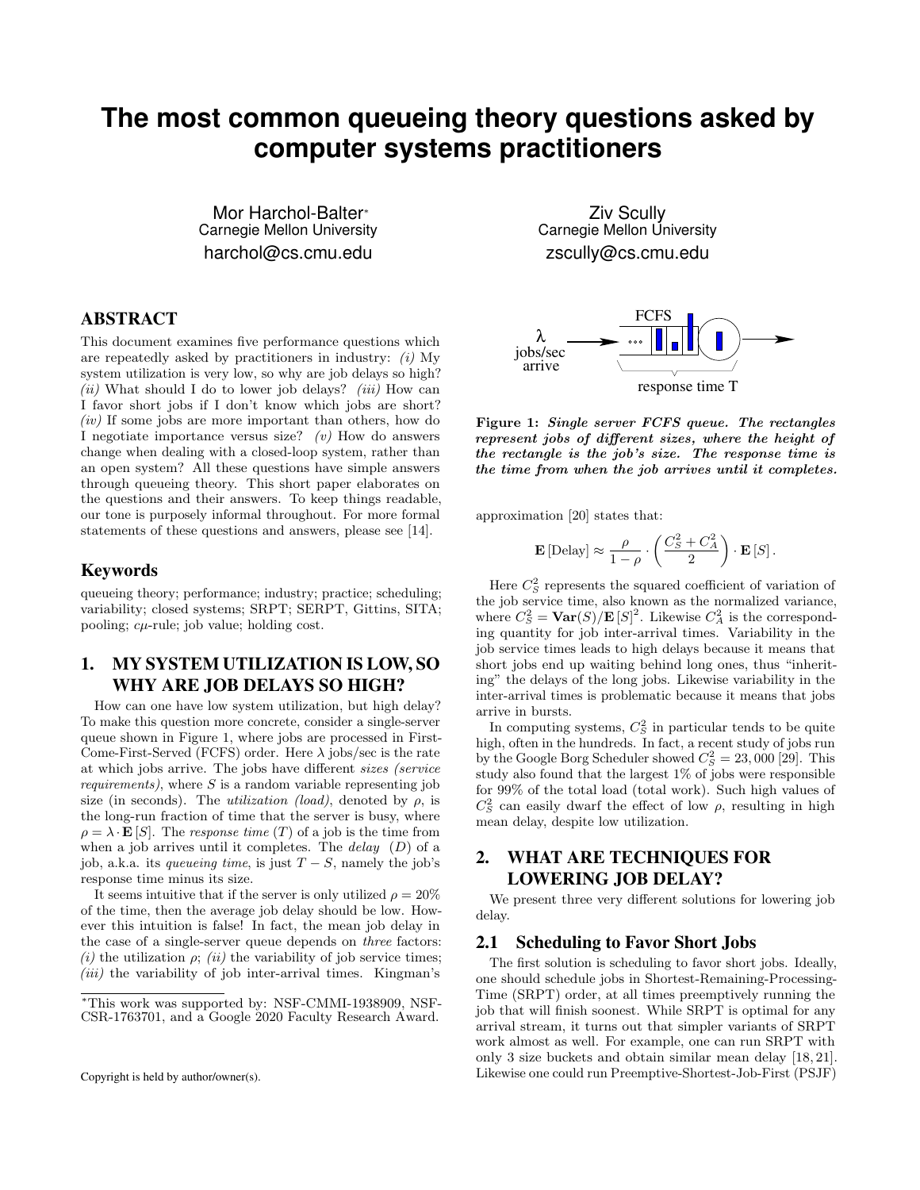# The most common queueing theory questions asked by computer systems practitioners

Mor Harchol-Balter*
Carnegie Mellon University
harchol@cs.cmu.edu

Ziv Scully
Carnegie Mellon University
zscully@cs.cmu.edu

## ABSTRACT

This document examines five performance questions which are repeatedly asked by practitioners in industry: *(i)* My system utilization is very low, so why are job delays so high? *(ii)* What should I do to lower job delays? *(iii)* How can I favor short jobs if I don't know which jobs are short? *(iv)* If some jobs are more important than others, how do I negotiate importance versus size? *(v)* How do answers change when dealing with a closed-loop system, rather than an open system? All these questions have simple answers through queueing theory. This short paper elaborates on the questions and their answers. To keep things readable, our tone is purposely informal throughout. For more formal statements of these questions and answers, please see [14].

## Keywords

queueing theory; performance; industry; practice; scheduling; variability; closed systems; SRPT; SERPT, Gittins, SITA; pooling; $c\mu$-rule; job value; holding cost.

## 1. MY SYSTEM UTILIZATION IS LOW, SO WHY ARE JOB DELAYS SO HIGH?

How can one have low system utilization, but high delay? To make this question more concrete, consider a single-server queue shown in Figure 1, where jobs are processed in First-Come-First-Served (FCFS) order. Here $\lambda$ jobs/sec is the rate at which jobs arrive. The jobs have different *sizes (service requirements)*, where $S$ is a random variable representing job size (in seconds). The *utilization (load)*, denoted by $\rho$, is the long-run fraction of time that the server is busy, where $\rho = \lambda \cdot \mathbf{E}[S]$. The *response time* ($T$) of a job is the time from when a job arrives until it completes. The *delay* ($D$) of a job, a.k.a. its *queueing time*, is just $T - S$, namely the job's response time minus its size.

It seems intuitive that if the server is only utilized $\rho = 20\%$ of the time, then the average job delay should be low. However this intuition is false! In fact, the mean job delay in the case of a single-server queue depends on *three* factors: *(i)* the utilization $\rho$; *(ii)* the variability of job service times; *(iii)* the variability of job inter-arrival times. Kingman's approximation [20] states that:

**Figure 1:** *Single server FCFS queue. The rectangles represent jobs of different sizes, where the height of the rectangle is the job's size. The response time is the time from when the job arrives until it completes.*

$$\mathbf{E}[\text{Delay}] \approx \frac{\rho}{1-\rho} \cdot \left( \frac{C_S^2 + C_A^2}{2} \right) \cdot \mathbf{E}[S].$$

Here $C_S^2$ represents the squared coefficient of variation of the job service time, also known as the normalized variance, where $C_S^2 = \mathbf{Var}(S)/\mathbf{E}[S]^2$. Likewise $C_A^2$ is the corresponding quantity for job inter-arrival times. Variability in the job service times leads to high delays because it means that short jobs end up waiting behind long ones, thus "inheriting" the delays of the long jobs. Likewise variability in the inter-arrival times is problematic because it means that jobs arrive in bursts.

In computing systems, $C_S^2$ in particular tends to be quite high, often in the hundreds. In fact, a recent study of jobs run by the Google Borg Scheduler showed $C_S^2 = 23{,}000$ [29]. This study also found that the largest 1% of jobs were responsible for 99% of the total load (total work). Such high values of $C_S^2$ can easily dwarf the effect of low $\rho$, resulting in high mean delay, despite low utilization.

## 2. WHAT ARE TECHNIQUES FOR LOWERING JOB DELAY?

We present three very different solutions for lowering job delay.

### 2.1 Scheduling to Favor Short Jobs

The first solution is scheduling to favor short jobs. Ideally, one should schedule jobs in Shortest-Remaining-Processing-Time (SRPT) order, at all times preemptively running the job that will finish soonest. While SRPT is optimal for any arrival stream, it turns out that simpler variants of SRPT work almost as well. For example, one can run SRPT with only 3 size buckets and obtain similar mean delay [18, 21]. Likewise one could run Preemptive-Shortest-Job-First (PSJF)

*This work was supported by: NSF-CMMI-1938909, NSF-CSR-1763701, and a Google 2020 Faculty Research Award.

Copyright is held by author/owner(s).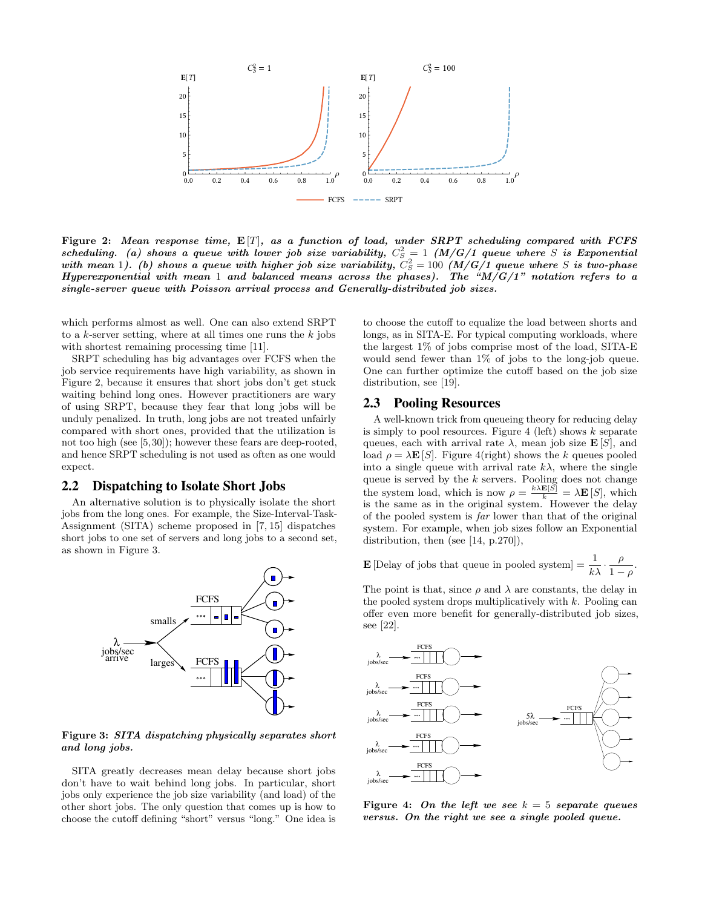**Figure 2:** ***Mean response time,*** $\mathbf{E}[T]$***, as a function of load, under SRPT scheduling compared with FCFS scheduling. (a) shows a queue with lower job size variability,*** $C_S^2 = 1$ ***(M/G/1 queue where*** $S$ ***is Exponential with mean*** 1***). (b) shows a queue with higher job size variability,*** $C_S^2 = 100$ ***(M/G/1 queue where*** $S$ ***is two-phase Hyperexponential with mean*** 1 ***and balanced means across the phases). The "M/G/1" notation refers to a single-server queue with Poisson arrival process and Generally-distributed job sizes.***

which performs almost as well. One can also extend SRPT to a $k$-server setting, where at all times one runs the $k$ jobs with shortest remaining processing time [11].

SRPT scheduling has big advantages over FCFS when the job service requirements have high variability, as shown in Figure 2, because it ensures that short jobs don't get stuck waiting behind long ones. However practitioners are wary of using SRPT, because they fear that long jobs will be unduly penalized. In truth, long jobs are not treated unfairly compared with short ones, provided that the utilization is not too high (see [5,30]); however these fears are deep-rooted, and hence SRPT scheduling is not used as often as one would expect.

## 2.2 Dispatching to Isolate Short Jobs

An alternative solution is to physically isolate the short jobs from the long ones. For example, the Size-Interval-Task-Assignment (SITA) scheme proposed in [7, 15] dispatches short jobs to one set of servers and long jobs to a second set, as shown in Figure 3.

**Figure 3:** ***SITA dispatching physically separates short and long jobs.***

SITA greatly decreases mean delay because short jobs don't have to wait behind long jobs. In particular, short jobs only experience the job size variability (and load) of the other short jobs. The only question that comes up is how to choose the cutoff defining "short" versus "long." One idea is to choose the cutoff to equalize the load between shorts and longs, as in SITA-E. For typical computing workloads, where the largest 1% of jobs comprise most of the load, SITA-E would send fewer than 1% of jobs to the long-job queue. One can further optimize the cutoff based on the job size distribution, see [19].

## 2.3 Pooling Resources

A well-known trick from queueing theory for reducing delay is simply to pool resources. Figure 4 (left) shows $k$ separate queues, each with arrival rate $\lambda$, mean job size $\mathbf{E}[S]$, and load $\rho = \lambda \mathbf{E}[S]$. Figure 4(right) shows the $k$ queues pooled into a single queue with arrival rate $k\lambda$, where the single queue is served by the $k$ servers. Pooling does not change the system load, which is now $\rho = \frac{k\lambda \mathbf{E}[S]}{k} = \lambda \mathbf{E}[S]$, which is the same as in the original system. However the delay of the pooled system is *far* lower than that of the original system. For example, when job sizes follow an Exponential distribution, then (see [14, p.270]),

$$\mathbf{E}[\text{Delay of jobs that queue in pooled system}] = \frac{1}{k\lambda} \cdot \frac{\rho}{1-\rho}.$$

The point is that, since $\rho$ and $\lambda$ are constants, the delay in the pooled system drops multiplicatively with $k$. Pooling can offer even more benefit for generally-distributed job sizes, see [22].

**Figure 4:** ***On the left we see*** $k = 5$ ***separate queues versus. On the right we see a single pooled queue.***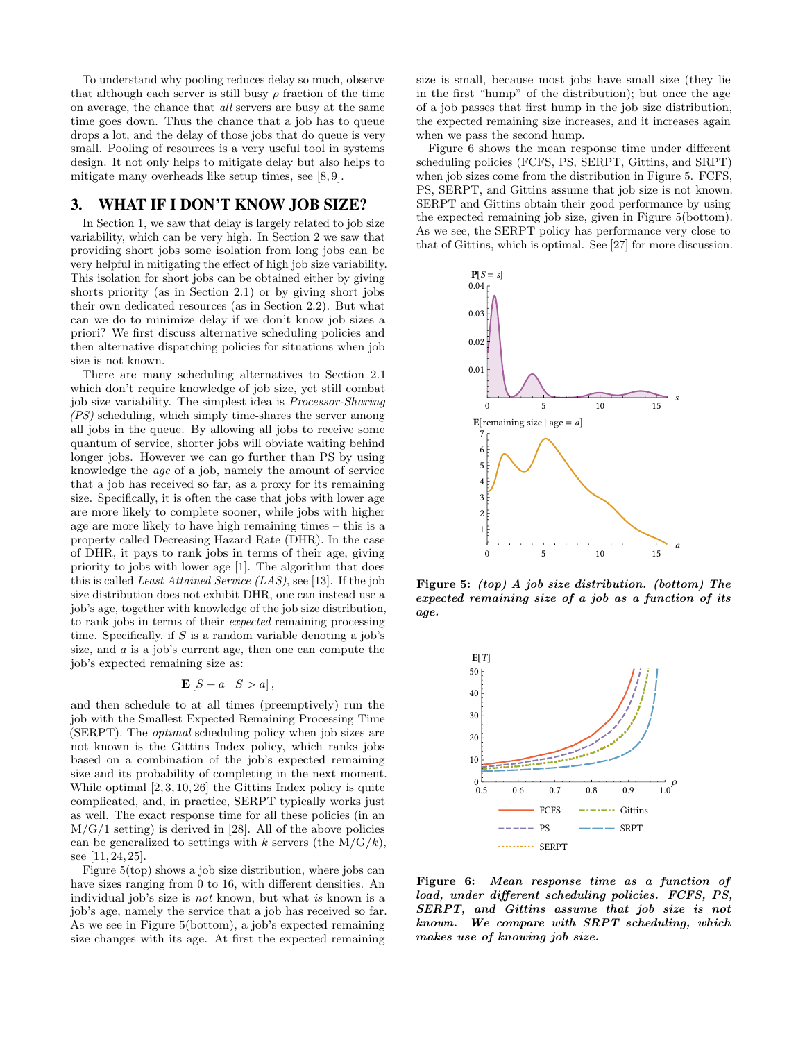To understand why pooling reduces delay so much, observe that although each server is still busy $\rho$ fraction of the time on average, the chance that *all* servers are busy at the same time goes down. Thus the chance that a job has to queue drops a lot, and the delay of those jobs that do queue is very small. Pooling of resources is a very useful tool in systems design. It not only helps to mitigate delay but also helps to mitigate many overheads like setup times, see [8, 9].

## 3. WHAT IF I DON'T KNOW JOB SIZE?

In Section 1, we saw that delay is largely related to job size variability, which can be very high. In Section 2 we saw that providing short jobs some isolation from long jobs can be very helpful in mitigating the effect of high job size variability. This isolation for short jobs can be obtained either by giving shorts priority (as in Section 2.1) or by giving short jobs their own dedicated resources (as in Section 2.2). But what can we do to minimize delay if we don't know job sizes a priori? We first discuss alternative scheduling policies and then alternative dispatching policies for situations when job size is not known.

There are many scheduling alternatives to Section 2.1 which don't require knowledge of job size, yet still combat job size variability. The simplest idea is *Processor-Sharing (PS)* scheduling, which simply time-shares the server among all jobs in the queue. By allowing all jobs to receive some quantum of service, shorter jobs will obviate waiting behind longer jobs. However we can go further than PS by using knowledge the *age* of a job, namely the amount of service that a job has received so far, as a proxy for its remaining size. Specifically, it is often the case that jobs with lower age are more likely to complete sooner, while jobs with higher age are more likely to have high remaining times – this is a property called Decreasing Hazard Rate (DHR). In the case of DHR, it pays to rank jobs in terms of their age, giving priority to jobs with lower age [1]. The algorithm that does this is called *Least Attained Service (LAS)*, see [13]. If the job size distribution does not exhibit DHR, one can instead use a job's age, together with knowledge of the job size distribution, to rank jobs in terms of their *expected* remaining processing time. Specifically, if $S$ is a random variable denoting a job's size, and $a$ is a job's current age, then one can compute the job's expected remaining size as:

$$\mathbf{E}\left[S - a \mid S > a\right],$$

and then schedule to at all times (preemptively) run the job with the Smallest Expected Remaining Processing Time (SERPT). The *optimal* scheduling policy when job sizes are not known is the Gittins Index policy, which ranks jobs based on a combination of the job's expected remaining size and its probability of completing in the next moment. While optimal [2, 3, 10, 26] the Gittins Index policy is quite complicated, and, in practice, SERPT typically works just as well. The exact response time for all these policies (in an M/G/1 setting) is derived in [28]. All of the above policies can be generalized to settings with $k$ servers (the M/G/$k$), see [11, 24, 25].

Figure 5(top) shows a job size distribution, where jobs can have sizes ranging from 0 to 16, with different densities. An individual job's size is *not* known, but what *is* known is a job's age, namely the service that a job has received so far. As we see in Figure 5(bottom), a job's expected remaining size changes with its age. At first the expected remaining size is small, because most jobs have small size (they lie in the first "hump" of the distribution); but once the age of a job passes that first hump in the job size distribution, the expected remaining size increases, and it increases again when we pass the second hump.

Figure 6 shows the mean response time under different scheduling policies (FCFS, PS, SERPT, Gittins, and SRPT) when job sizes come from the distribution in Figure 5. FCFS, PS, SERPT, and Gittins assume that job size is not known. SERPT and Gittins obtain their good performance by using the expected remaining job size, given in Figure 5(bottom). As we see, the SERPT policy has performance very close to that of Gittins, which is optimal. See [27] for more discussion.

**Figure 5:** ***(top) A job size distribution. (bottom) The expected remaining size of a job as a function of its age.***

**Figure 6:** ***Mean response time as a function of load, under different scheduling policies. FCFS, PS, SERPT, and Gittins assume that job size is not known. We compare with SRPT scheduling, which makes use of knowing job size.***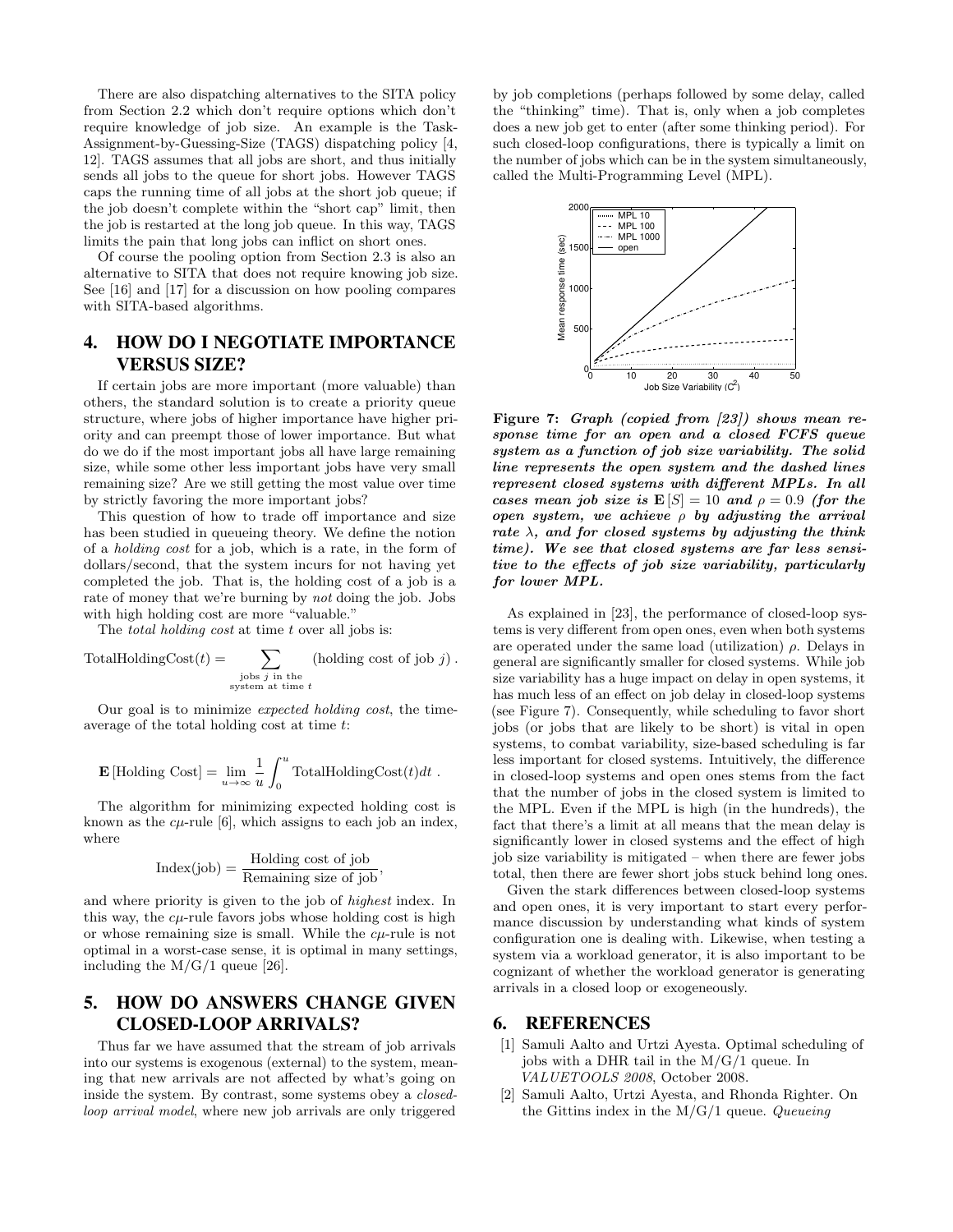There are also dispatching alternatives to the SITA policy from Section 2.2 which don't require options which don't require knowledge of job size. An example is the Task-Assignment-by-Guessing-Size (TAGS) dispatching policy [4, 12]. TAGS assumes that all jobs are short, and thus initially sends all jobs to the queue for short jobs. However TAGS caps the running time of all jobs at the short job queue; if the job doesn't complete within the "short cap" limit, then the job is restarted at the long job queue. In this way, TAGS limits the pain that long jobs can inflict on short ones.

Of course the pooling option from Section 2.3 is also an alternative to SITA that does not require knowing job size. See [16] and [17] for a discussion on how pooling compares with SITA-based algorithms.

## 4. HOW DO I NEGOTIATE IMPORTANCE VERSUS SIZE?

If certain jobs are more important (more valuable) than others, the standard solution is to create a priority queue structure, where jobs of higher importance have higher priority and can preempt those of lower importance. But what do we do if the most important jobs all have large remaining size, while some other less important jobs have very small remaining size? Are we still getting the most value over time by strictly favoring the more important jobs?

This question of how to trade off importance and size has been studied in queueing theory. We define the notion of a *holding cost* for a job, which is a rate, in the form of dollars/second, that the system incurs for not having yet completed the job. That is, the holding cost of a job is a rate of money that we're burning by *not* doing the job. Jobs with high holding cost are more "valuable."

The *total holding cost* at time $t$ over all jobs is:

$$\text{TotalHoldingCost}(t) = \sum_{\substack{\text{jobs } j \text{ in the} \\ \text{system at time } t}} (\text{holding cost of job } j) .$$

Our goal is to minimize *expected holding cost*, the time-average of the total holding cost at time $t$:

$$\mathbf{E}[\text{Holding Cost}] = \lim_{u \to \infty} \frac{1}{u} \int_0^u \text{TotalHoldingCost}(t) dt .$$

The algorithm for minimizing expected holding cost is known as the $c\mu$-rule [6], which assigns to each job an index, where

$$\text{Index(job)} = \frac{\text{Holding cost of job}}{\text{Remaining size of job}},$$

and where priority is given to the job of *highest* index. In this way, the $c\mu$-rule favors jobs whose holding cost is high or whose remaining size is small. While the $c\mu$-rule is not optimal in a worst-case sense, it is optimal in many settings, including the M/G/1 queue [26].

## 5. HOW DO ANSWERS CHANGE GIVEN CLOSED-LOOP ARRIVALS?

Thus far we have assumed that the stream of job arrivals into our systems is exogenous (external) to the system, meaning that new arrivals are not affected by what's going on inside the system. By contrast, some systems obey a *closed-loop arrival model*, where new job arrivals are only triggered by job completions (perhaps followed by some delay, called the "thinking" time). That is, only when a job completes does a new job get to enter (after some thinking period). For such closed-loop configurations, there is typically a limit on the number of jobs which can be in the system simultaneously, called the Multi-Programming Level (MPL).

**Figure 7:** ***Graph (copied from [23]) shows mean response time for an open and a closed FCFS queue system as a function of job size variability. The solid line represents the open system and the dashed lines represent closed systems with different MPLs. In all cases mean job size is $\mathbf{E}[S] = 10$ and $\rho = 0.9$ (for the open system, we achieve $\rho$ by adjusting the arrival rate $\lambda$, and for closed systems by adjusting the think time). We see that closed systems are far less sensitive to the effects of job size variability, particularly for lower MPL.***

As explained in [23], the performance of closed-loop systems is very different from open ones, even when both systems are operated under the same load (utilization) $\rho$. Delays in general are significantly smaller for closed systems. While job size variability has a huge impact on delay in open systems, it has much less of an effect on job delay in closed-loop systems (see Figure 7). Consequently, while scheduling to favor short jobs (or jobs that are likely to be short) is vital in open systems, to combat variability, size-based scheduling is far less important for closed systems. Intuitively, the difference in closed-loop systems and open ones stems from the fact that the number of jobs in the closed system is limited to the MPL. Even if the MPL is high (in the hundreds), the fact that there's a limit at all means that the mean delay is significantly lower in closed systems and the effect of high job size variability is mitigated – when there are fewer jobs total, then there are fewer short jobs stuck behind long ones.

Given the stark differences between closed-loop systems and open ones, it is very important to start every performance discussion by understanding what kinds of system configuration one is dealing with. Likewise, when testing a system via a workload generator, it is also important to be cognizant of whether the workload generator is generating arrivals in a closed loop or exogeneously.

## 6. REFERENCES

[1] Samuli Aalto and Urtzi Ayesta. Optimal scheduling of jobs with a DHR tail in the M/G/1 queue. In *VALUETOOLS 2008*, October 2008.

[2] Samuli Aalto, Urtzi Ayesta, and Rhonda Righter. On the Gittins index in the M/G/1 queue. *Queueing*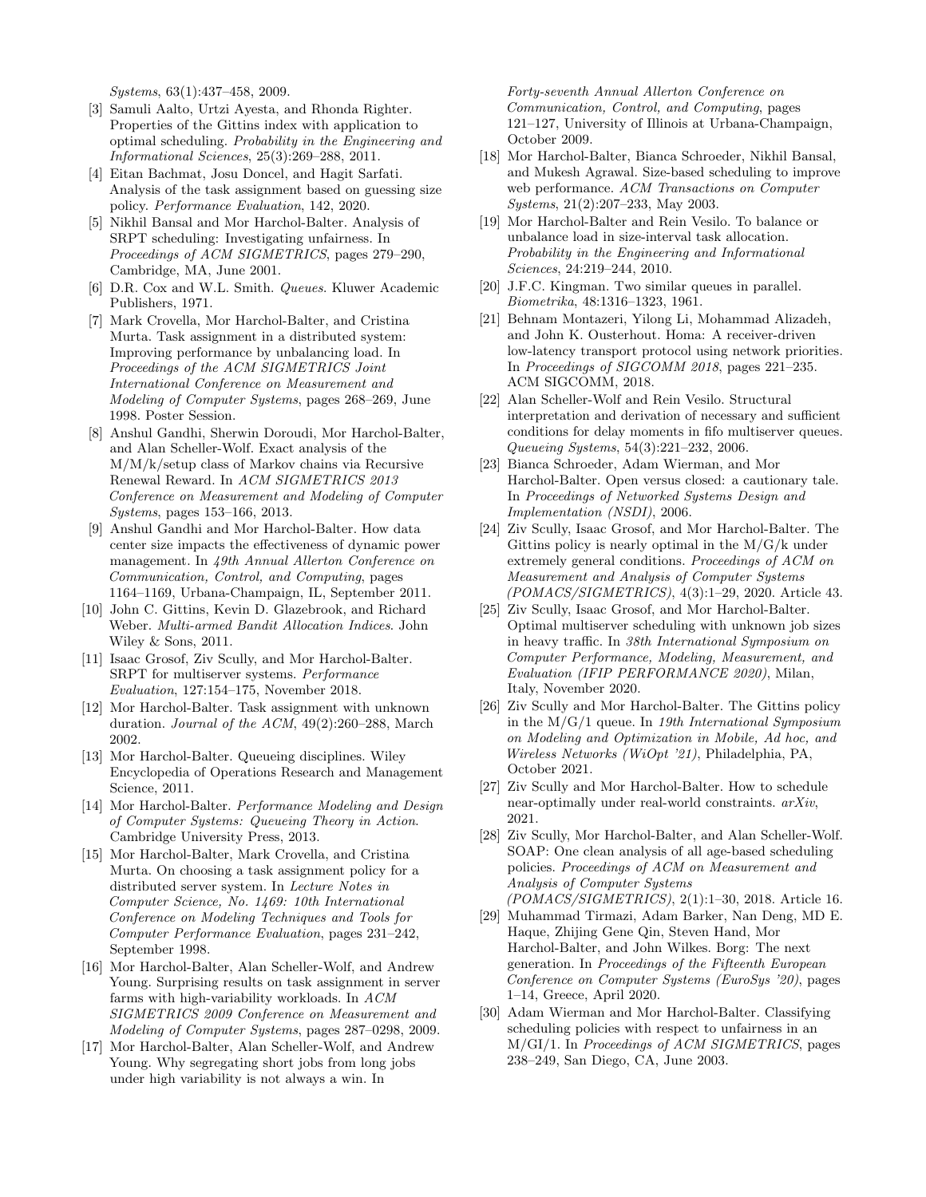*Systems*, 63(1):437–458, 2009.

[3] Samuli Aalto, Urtzi Ayesta, and Rhonda Righter. Properties of the Gittins index with application to optimal scheduling. *Probability in the Engineering and Informational Sciences*, 25(3):269–288, 2011.

[4] Eitan Bachmat, Josu Doncel, and Hagit Sarfati. Analysis of the task assignment based on guessing size policy. *Performance Evaluation*, 142, 2020.

[5] Nikhil Bansal and Mor Harchol-Balter. Analysis of SRPT scheduling: Investigating unfairness. In *Proceedings of ACM SIGMETRICS*, pages 279–290, Cambridge, MA, June 2001.

[6] D.R. Cox and W.L. Smith. *Queues*. Kluwer Academic Publishers, 1971.

[7] Mark Crovella, Mor Harchol-Balter, and Cristina Murta. Task assignment in a distributed system: Improving performance by unbalancing load. In *Proceedings of the ACM SIGMETRICS Joint International Conference on Measurement and Modeling of Computer Systems*, pages 268–269, June 1998. Poster Session.

[8] Anshul Gandhi, Sherwin Doroudi, Mor Harchol-Balter, and Alan Scheller-Wolf. Exact analysis of the M/M/k/setup class of Markov chains via Recursive Renewal Reward. In *ACM SIGMETRICS 2013 Conference on Measurement and Modeling of Computer Systems*, pages 153–166, 2013.

[9] Anshul Gandhi and Mor Harchol-Balter. How data center size impacts the effectiveness of dynamic power management. In *49th Annual Allerton Conference on Communication, Control, and Computing*, pages 1164–1169, Urbana-Champaign, IL, September 2011.

[10] John C. Gittins, Kevin D. Glazebrook, and Richard Weber. *Multi-armed Bandit Allocation Indices*. John Wiley & Sons, 2011.

[11] Isaac Grosof, Ziv Scully, and Mor Harchol-Balter. SRPT for multiserver systems. *Performance Evaluation*, 127:154–175, November 2018.

[12] Mor Harchol-Balter. Task assignment with unknown duration. *Journal of the ACM*, 49(2):260–288, March 2002.

[13] Mor Harchol-Balter. Queueing disciplines. Wiley Encyclopedia of Operations Research and Management Science, 2011.

[14] Mor Harchol-Balter. *Performance Modeling and Design of Computer Systems: Queueing Theory in Action*. Cambridge University Press, 2013.

[15] Mor Harchol-Balter, Mark Crovella, and Cristina Murta. On choosing a task assignment policy for a distributed server system. In *Lecture Notes in Computer Science, No. 1469: 10th International Conference on Modeling Techniques and Tools for Computer Performance Evaluation*, pages 231–242, September 1998.

[16] Mor Harchol-Balter, Alan Scheller-Wolf, and Andrew Young. Surprising results on task assignment in server farms with high-variability workloads. In *ACM SIGMETRICS 2009 Conference on Measurement and Modeling of Computer Systems*, pages 287–0298, 2009.

[17] Mor Harchol-Balter, Alan Scheller-Wolf, and Andrew Young. Why segregating short jobs from long jobs under high variability is not always a win. In *Forty-seventh Annual Allerton Conference on Communication, Control, and Computing*, pages 121–127, University of Illinois at Urbana-Champaign, October 2009.

[18] Mor Harchol-Balter, Bianca Schroeder, Nikhil Bansal, and Mukesh Agrawal. Size-based scheduling to improve web performance. *ACM Transactions on Computer Systems*, 21(2):207–233, May 2003.

[19] Mor Harchol-Balter and Rein Vesilo. To balance or unbalance load in size-interval task allocation. *Probability in the Engineering and Informational Sciences*, 24:219–244, 2010.

[20] J.F.C. Kingman. Two similar queues in parallel. *Biometrika*, 48:1316–1323, 1961.

[21] Behnam Montazeri, Yilong Li, Mohammad Alizadeh, and John K. Ousterhout. Homa: A receiver-driven low-latency transport protocol using network priorities. In *Proceedings of SIGCOMM 2018*, pages 221–235. ACM SIGCOMM, 2018.

[22] Alan Scheller-Wolf and Rein Vesilo. Structural interpretation and derivation of necessary and sufficient conditions for delay moments in fifo multiserver queues. *Queueing Systems*, 54(3):221–232, 2006.

[23] Bianca Schroeder, Adam Wierman, and Mor Harchol-Balter. Open versus closed: a cautionary tale. In *Proceedings of Networked Systems Design and Implementation (NSDI)*, 2006.

[24] Ziv Scully, Isaac Grosof, and Mor Harchol-Balter. The Gittins policy is nearly optimal in the M/G/k under extremely general conditions. *Proceedings of ACM on Measurement and Analysis of Computer Systems (POMACS/SIGMETRICS)*, 4(3):1–29, 2020. Article 43.

[25] Ziv Scully, Isaac Grosof, and Mor Harchol-Balter. Optimal multiserver scheduling with unknown job sizes in heavy traffic. In *38th International Symposium on Computer Performance, Modeling, Measurement, and Evaluation (IFIP PERFORMANCE 2020)*, Milan, Italy, November 2020.

[26] Ziv Scully and Mor Harchol-Balter. The Gittins policy in the M/G/1 queue. In *19th International Symposium on Modeling and Optimization in Mobile, Ad hoc, and Wireless Networks (WiOpt '21)*, Philadelphia, PA, October 2021.

[27] Ziv Scully and Mor Harchol-Balter. How to schedule near-optimally under real-world constraints. *arXiv*, 2021.

[28] Ziv Scully, Mor Harchol-Balter, and Alan Scheller-Wolf. SOAP: One clean analysis of all age-based scheduling policies. *Proceedings of ACM on Measurement and Analysis of Computer Systems (POMACS/SIGMETRICS)*, 2(1):1–30, 2018. Article 16.

[29] Muhammad Tirmazi, Adam Barker, Nan Deng, MD E. Haque, Zhijing Gene Qin, Steven Hand, Mor Harchol-Balter, and John Wilkes. Borg: The next generation. In *Proceedings of the Fifteenth European Conference on Computer Systems (EuroSys '20)*, pages 1–14, Greece, April 2020.

[30] Adam Wierman and Mor Harchol-Balter. Classifying scheduling policies with respect to unfairness in an M/GI/1. In *Proceedings of ACM SIGMETRICS*, pages 238–249, San Diego, CA, June 2003.